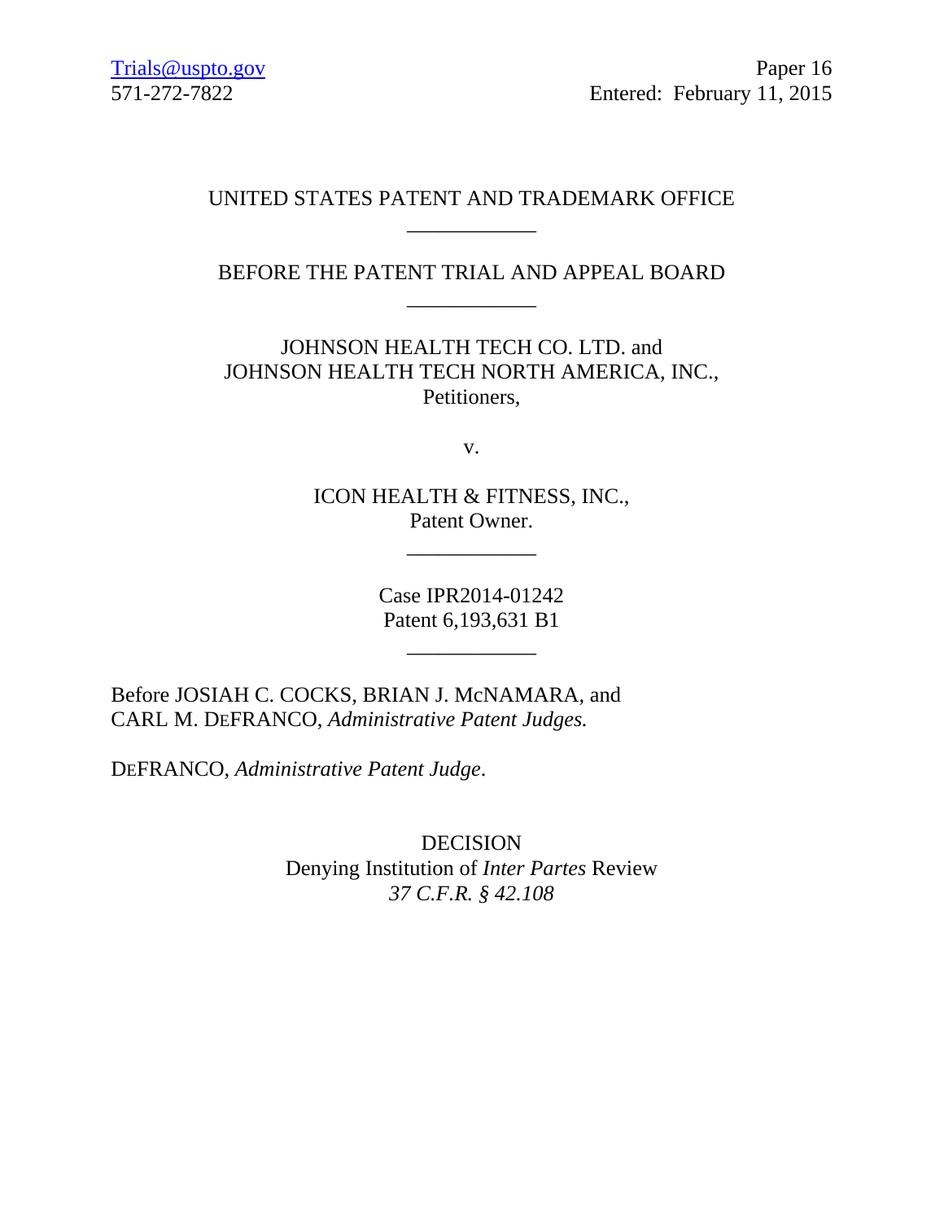Trials@uspto.gov  
571-272-7822

Paper 16  
Entered: February 11, 2015

UNITED STATES PATENT AND TRADEMARK OFFICE

____________

BEFORE THE PATENT TRIAL AND APPEAL BOARD

____________

JOHNSON HEALTH TECH CO. LTD. and  
JOHNSON HEALTH TECH NORTH AMERICA, INC.,  
Petitioners,

v.

ICON HEALTH & FITNESS, INC.,  
Patent Owner.

____________

Case IPR2014-01242  
Patent 6,193,631 B1

____________

Before JOSIAH C. COCKS, BRIAN J. McNAMARA, and CARL M. DEFRANCO, *Administrative Patent Judges.*

DEFRANCO, *Administrative Patent Judge*.

DECISION  
Denying Institution of *Inter Partes* Review  
*37 C.F.R. § 42.108*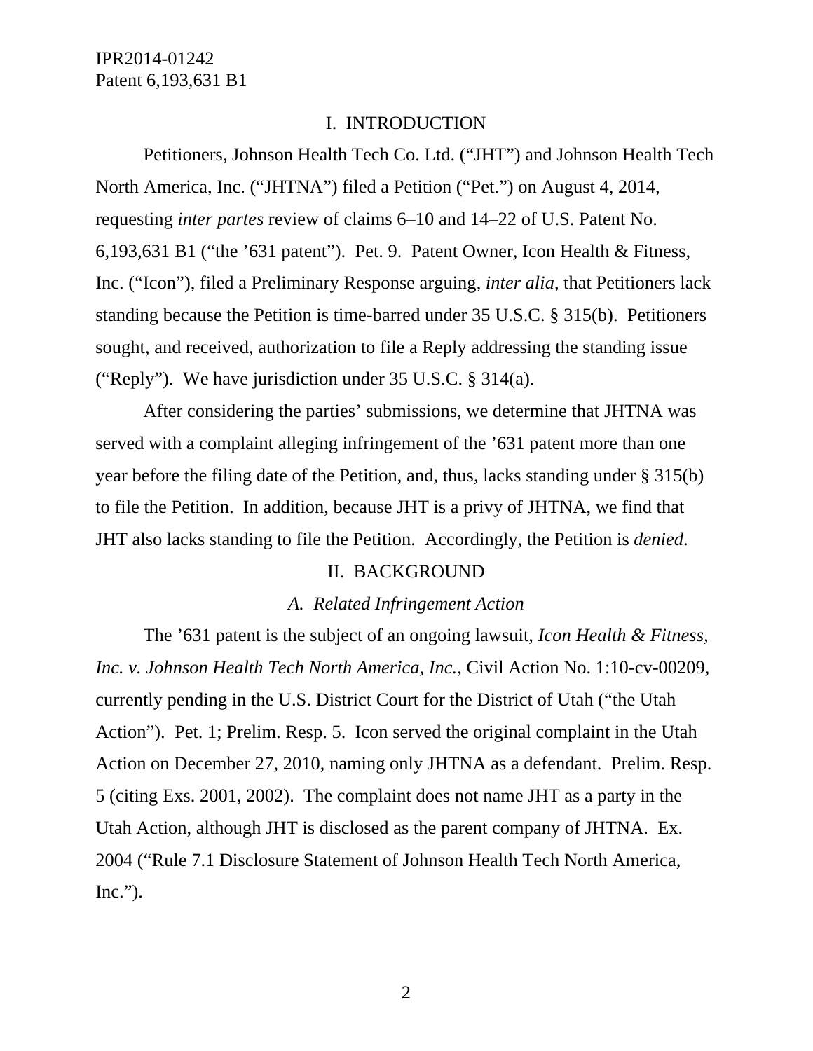## I. INTRODUCTION

Petitioners, Johnson Health Tech Co. Ltd. ("JHT") and Johnson Health Tech North America, Inc. ("JHTNA") filed a Petition ("Pet.") on August 4, 2014, requesting *inter partes* review of claims 6–10 and 14–22 of U.S. Patent No. 6,193,631 B1 ("the '631 patent"). Pet. 9. Patent Owner, Icon Health & Fitness, Inc. ("Icon"), filed a Preliminary Response arguing, *inter alia*, that Petitioners lack standing because the Petition is time-barred under 35 U.S.C. § 315(b). Petitioners sought, and received, authorization to file a Reply addressing the standing issue ("Reply"). We have jurisdiction under 35 U.S.C. § 314(a).

After considering the parties' submissions, we determine that JHTNA was served with a complaint alleging infringement of the '631 patent more than one year before the filing date of the Petition, and, thus, lacks standing under § 315(b) to file the Petition. In addition, because JHT is a privy of JHTNA, we find that JHT also lacks standing to file the Petition. Accordingly, the Petition is *denied*.

## II. BACKGROUND

### *A. Related Infringement Action*

The '631 patent is the subject of an ongoing lawsuit, *Icon Health & Fitness, Inc. v. Johnson Health Tech North America, Inc.*, Civil Action No. 1:10-cv-00209, currently pending in the U.S. District Court for the District of Utah ("the Utah Action"). Pet. 1; Prelim. Resp. 5. Icon served the original complaint in the Utah Action on December 27, 2010, naming only JHTNA as a defendant. Prelim. Resp. 5 (citing Exs. 2001, 2002). The complaint does not name JHT as a party in the Utah Action, although JHT is disclosed as the parent company of JHTNA. Ex. 2004 ("Rule 7.1 Disclosure Statement of Johnson Health Tech North America, Inc.").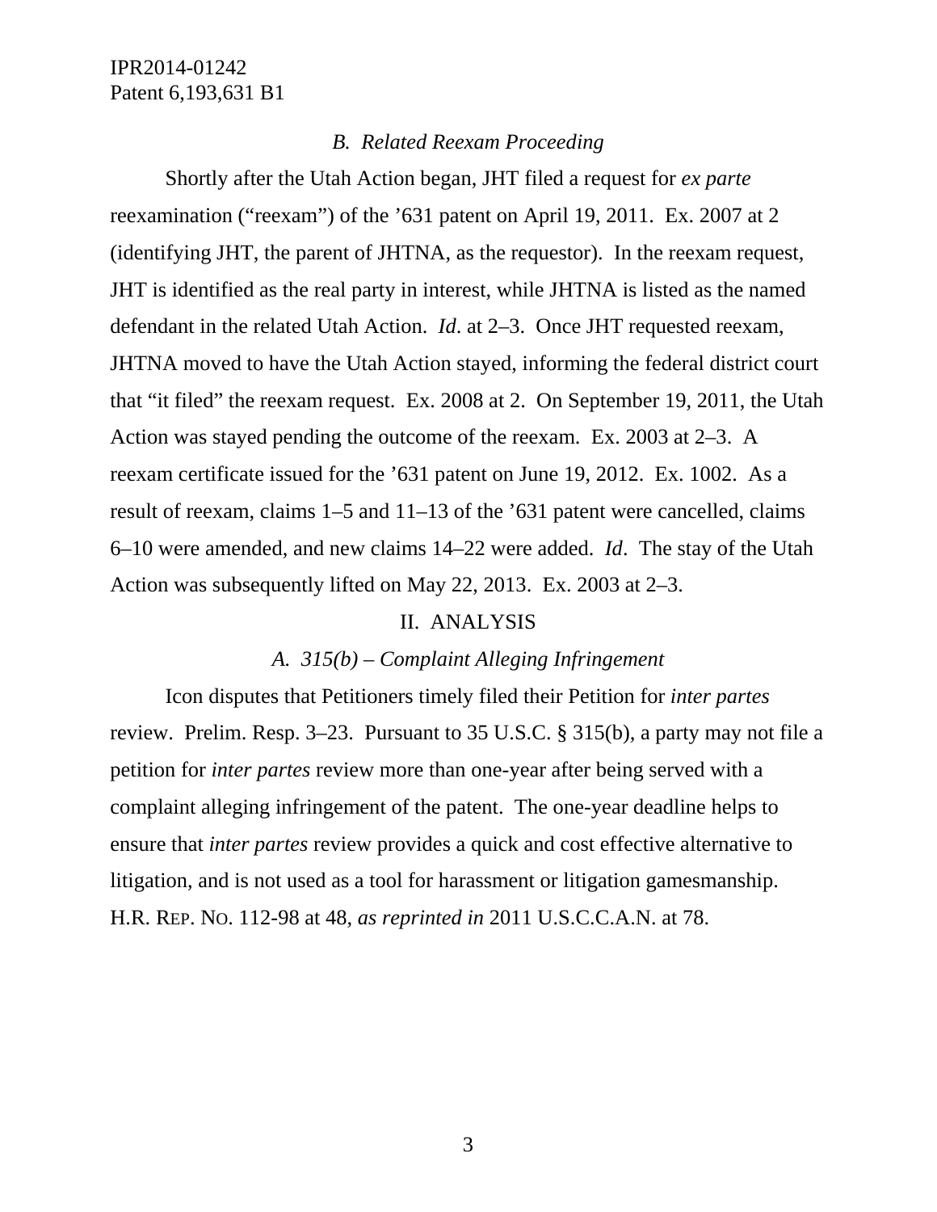### *B. Related Reexam Proceeding*

Shortly after the Utah Action began, JHT filed a request for *ex parte* reexamination ("reexam") of the '631 patent on April 19, 2011. Ex. 2007 at 2 (identifying JHT, the parent of JHTNA, as the requestor). In the reexam request, JHT is identified as the real party in interest, while JHTNA is listed as the named defendant in the related Utah Action. *Id*. at 2–3. Once JHT requested reexam, JHTNA moved to have the Utah Action stayed, informing the federal district court that "it filed" the reexam request. Ex. 2008 at 2. On September 19, 2011, the Utah Action was stayed pending the outcome of the reexam. Ex. 2003 at 2–3. A reexam certificate issued for the '631 patent on June 19, 2012. Ex. 1002. As a result of reexam, claims 1–5 and 11–13 of the '631 patent were cancelled, claims 6–10 were amended, and new claims 14–22 were added. *Id*. The stay of the Utah Action was subsequently lifted on May 22, 2013. Ex. 2003 at 2–3.

## II. ANALYSIS

### *A. 315(b) – Complaint Alleging Infringement*

Icon disputes that Petitioners timely filed their Petition for *inter partes* review. Prelim. Resp. 3–23. Pursuant to 35 U.S.C. § 315(b), a party may not file a petition for *inter partes* review more than one-year after being served with a complaint alleging infringement of the patent. The one-year deadline helps to ensure that *inter partes* review provides a quick and cost effective alternative to litigation, and is not used as a tool for harassment or litigation gamesmanship. H.R. REP. NO. 112-98 at 48, *as reprinted in* 2011 U.S.C.C.A.N. at 78.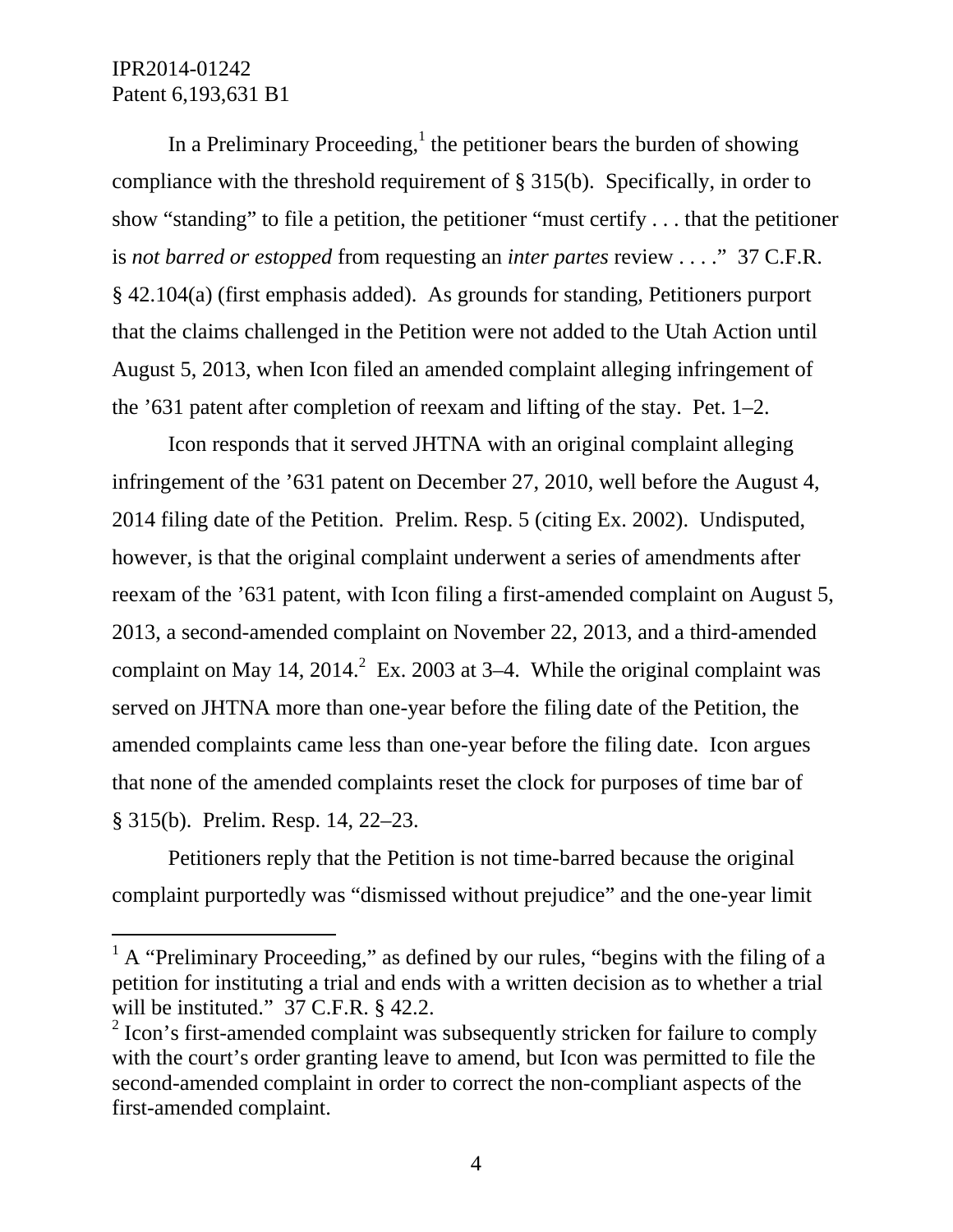In a Preliminary Proceeding,[1] the petitioner bears the burden of showing compliance with the threshold requirement of § 315(b). Specifically, in order to show "standing" to file a petition, the petitioner "must certify . . . that the petitioner is *not barred or estopped* from requesting an *inter partes* review . . . ." 37 C.F.R. § 42.104(a) (first emphasis added). As grounds for standing, Petitioners purport that the claims challenged in the Petition were not added to the Utah Action until August 5, 2013, when Icon filed an amended complaint alleging infringement of the '631 patent after completion of reexam and lifting of the stay. Pet. 1–2.

Icon responds that it served JHTNA with an original complaint alleging infringement of the '631 patent on December 27, 2010, well before the August 4, 2014 filing date of the Petition. Prelim. Resp. 5 (citing Ex. 2002). Undisputed, however, is that the original complaint underwent a series of amendments after reexam of the '631 patent, with Icon filing a first-amended complaint on August 5, 2013, a second-amended complaint on November 22, 2013, and a third-amended complaint on May 14, 2014.[2] Ex. 2003 at 3–4. While the original complaint was served on JHTNA more than one-year before the filing date of the Petition, the amended complaints came less than one-year before the filing date. Icon argues that none of the amended complaints reset the clock for purposes of time bar of § 315(b). Prelim. Resp. 14, 22–23.

Petitioners reply that the Petition is not time-barred because the original complaint purportedly was "dismissed without prejudice" and the one-year limit

---

[1] A "Preliminary Proceeding," as defined by our rules, "begins with the filing of a petition for instituting a trial and ends with a written decision as to whether a trial will be instituted." 37 C.F.R. § 42.2.

[2] Icon's first-amended complaint was subsequently stricken for failure to comply with the court's order granting leave to amend, but Icon was permitted to file the second-amended complaint in order to correct the non-compliant aspects of the first-amended complaint.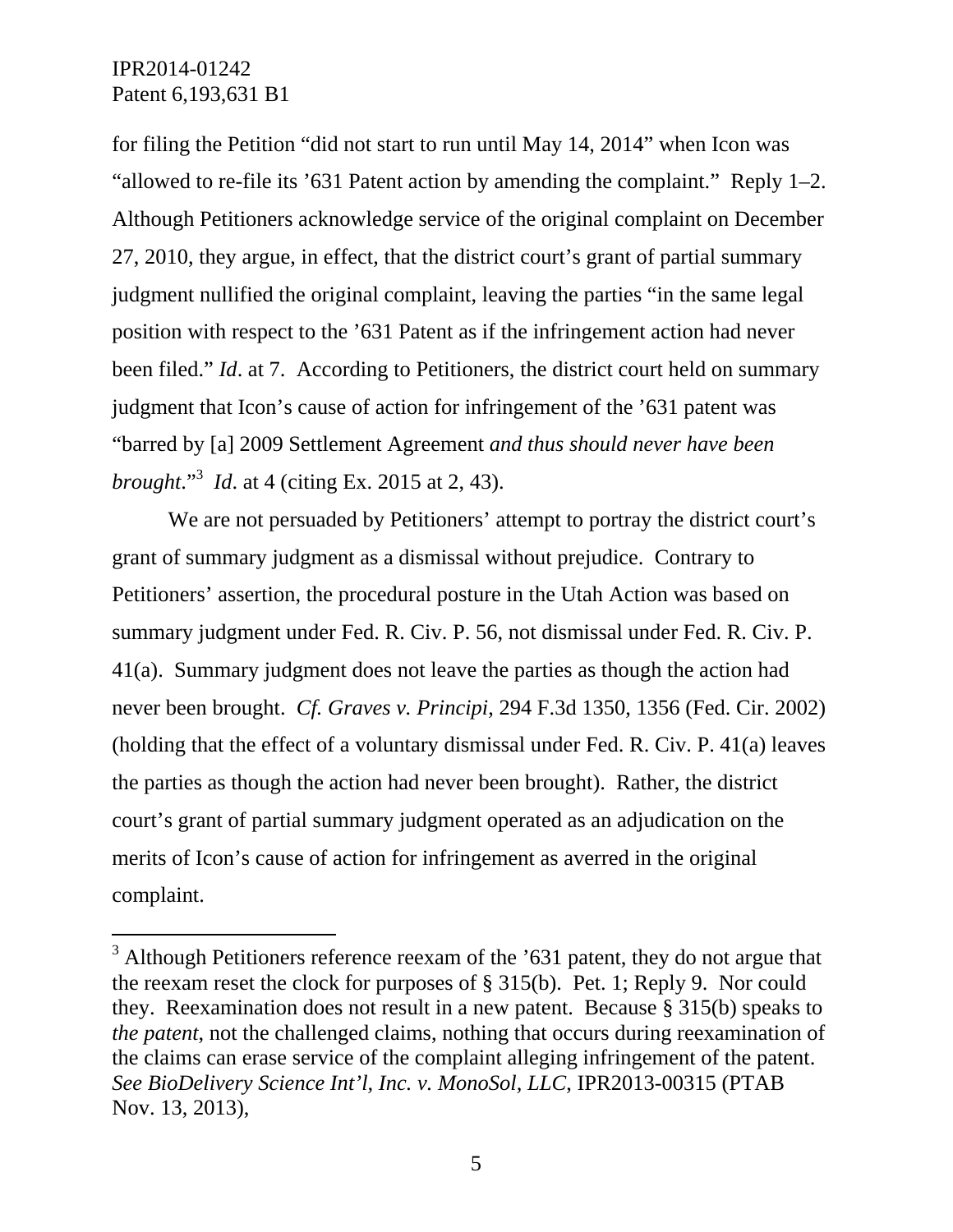for filing the Petition "did not start to run until May 14, 2014" when Icon was "allowed to re-file its '631 Patent action by amending the complaint." Reply 1–2. Although Petitioners acknowledge service of the original complaint on December 27, 2010, they argue, in effect, that the district court's grant of partial summary judgment nullified the original complaint, leaving the parties "in the same legal position with respect to the '631 Patent as if the infringement action had never been filed." *Id*. at 7. According to Petitioners, the district court held on summary judgment that Icon's cause of action for infringement of the '631 patent was "barred by [a] 2009 Settlement Agreement *and thus should never have been brought*."[3] *Id*. at 4 (citing Ex. 2015 at 2, 43).

We are not persuaded by Petitioners' attempt to portray the district court's grant of summary judgment as a dismissal without prejudice. Contrary to Petitioners' assertion, the procedural posture in the Utah Action was based on summary judgment under Fed. R. Civ. P. 56, not dismissal under Fed. R. Civ. P. 41(a). Summary judgment does not leave the parties as though the action had never been brought. *Cf. Graves v. Principi*, 294 F.3d 1350, 1356 (Fed. Cir. 2002) (holding that the effect of a voluntary dismissal under Fed. R. Civ. P. 41(a) leaves the parties as though the action had never been brought). Rather, the district court's grant of partial summary judgment operated as an adjudication on the merits of Icon's cause of action for infringement as averred in the original complaint.

[3] Although Petitioners reference reexam of the '631 patent, they do not argue that the reexam reset the clock for purposes of § 315(b). Pet. 1; Reply 9. Nor could they. Reexamination does not result in a new patent. Because § 315(b) speaks to *the patent*, not the challenged claims, nothing that occurs during reexamination of the claims can erase service of the complaint alleging infringement of the patent. *See BioDelivery Science Int'l, Inc. v. MonoSol, LLC*, IPR2013-00315 (PTAB Nov. 13, 2013),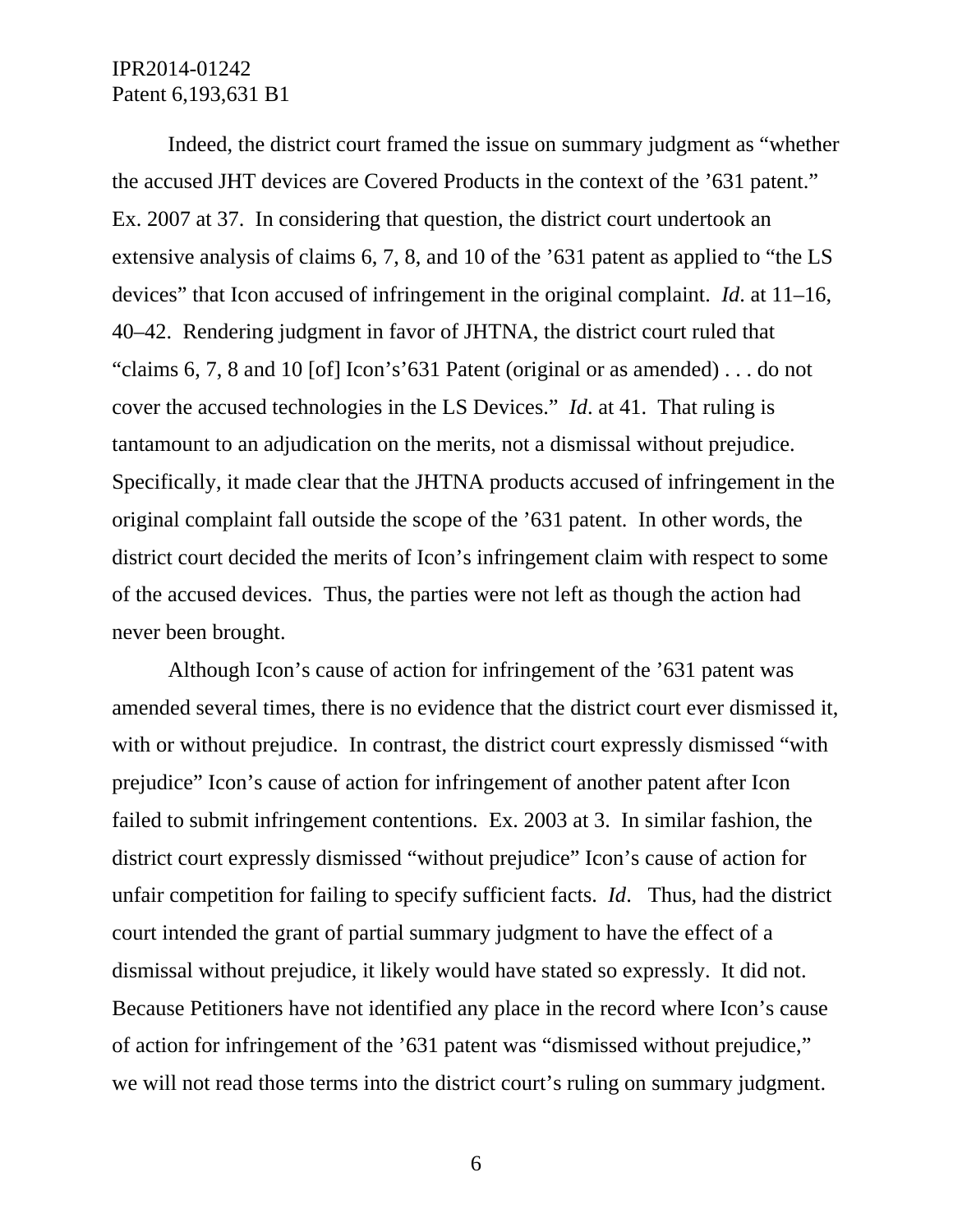Indeed, the district court framed the issue on summary judgment as "whether the accused JHT devices are Covered Products in the context of the '631 patent." Ex. 2007 at 37. In considering that question, the district court undertook an extensive analysis of claims 6, 7, 8, and 10 of the '631 patent as applied to "the LS devices" that Icon accused of infringement in the original complaint. *Id.* at 11–16, 40–42. Rendering judgment in favor of JHTNA, the district court ruled that "claims 6, 7, 8 and 10 [of] Icon's'631 Patent (original or as amended) . . . do not cover the accused technologies in the LS Devices." *Id.* at 41. That ruling is tantamount to an adjudication on the merits, not a dismissal without prejudice. Specifically, it made clear that the JHTNA products accused of infringement in the original complaint fall outside the scope of the '631 patent. In other words, the district court decided the merits of Icon's infringement claim with respect to some of the accused devices. Thus, the parties were not left as though the action had never been brought.

Although Icon's cause of action for infringement of the '631 patent was amended several times, there is no evidence that the district court ever dismissed it, with or without prejudice. In contrast, the district court expressly dismissed "with prejudice" Icon's cause of action for infringement of another patent after Icon failed to submit infringement contentions. Ex. 2003 at 3. In similar fashion, the district court expressly dismissed "without prejudice" Icon's cause of action for unfair competition for failing to specify sufficient facts. *Id*. Thus, had the district court intended the grant of partial summary judgment to have the effect of a dismissal without prejudice, it likely would have stated so expressly. It did not. Because Petitioners have not identified any place in the record where Icon's cause of action for infringement of the '631 patent was "dismissed without prejudice," we will not read those terms into the district court's ruling on summary judgment.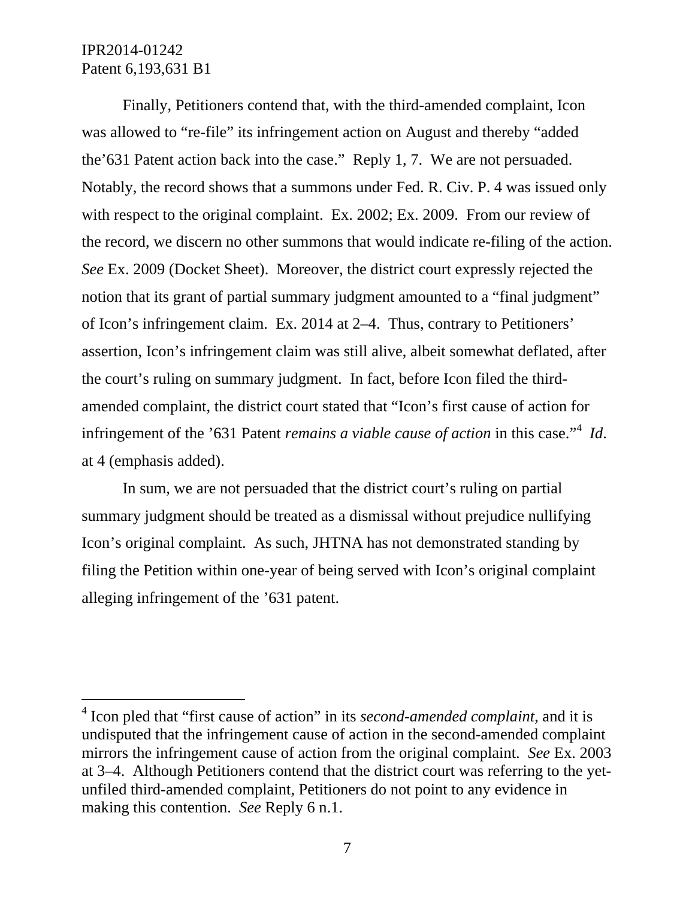Finally, Petitioners contend that, with the third-amended complaint, Icon was allowed to "re-file" its infringement action on August and thereby "added the'631 Patent action back into the case." Reply 1, 7. We are not persuaded. Notably, the record shows that a summons under Fed. R. Civ. P. 4 was issued only with respect to the original complaint. Ex. 2002; Ex. 2009. From our review of the record, we discern no other summons that would indicate re-filing of the action. *See* Ex. 2009 (Docket Sheet). Moreover, the district court expressly rejected the notion that its grant of partial summary judgment amounted to a "final judgment" of Icon's infringement claim. Ex. 2014 at 2–4. Thus, contrary to Petitioners' assertion, Icon's infringement claim was still alive, albeit somewhat deflated, after the court's ruling on summary judgment. In fact, before Icon filed the third-amended complaint, the district court stated that "Icon's first cause of action for infringement of the '631 Patent *remains a viable cause of action* in this case."[4] *Id*. at 4 (emphasis added).

In sum, we are not persuaded that the district court's ruling on partial summary judgment should be treated as a dismissal without prejudice nullifying Icon's original complaint. As such, JHTNA has not demonstrated standing by filing the Petition within one-year of being served with Icon's original complaint alleging infringement of the '631 patent.

[4] Icon pled that "first cause of action" in its *second-amended complaint*, and it is undisputed that the infringement cause of action in the second-amended complaint mirrors the infringement cause of action from the original complaint. *See* Ex. 2003 at 3–4. Although Petitioners contend that the district court was referring to the yet-unfiled third-amended complaint, Petitioners do not point to any evidence in making this contention. *See* Reply 6 n.1.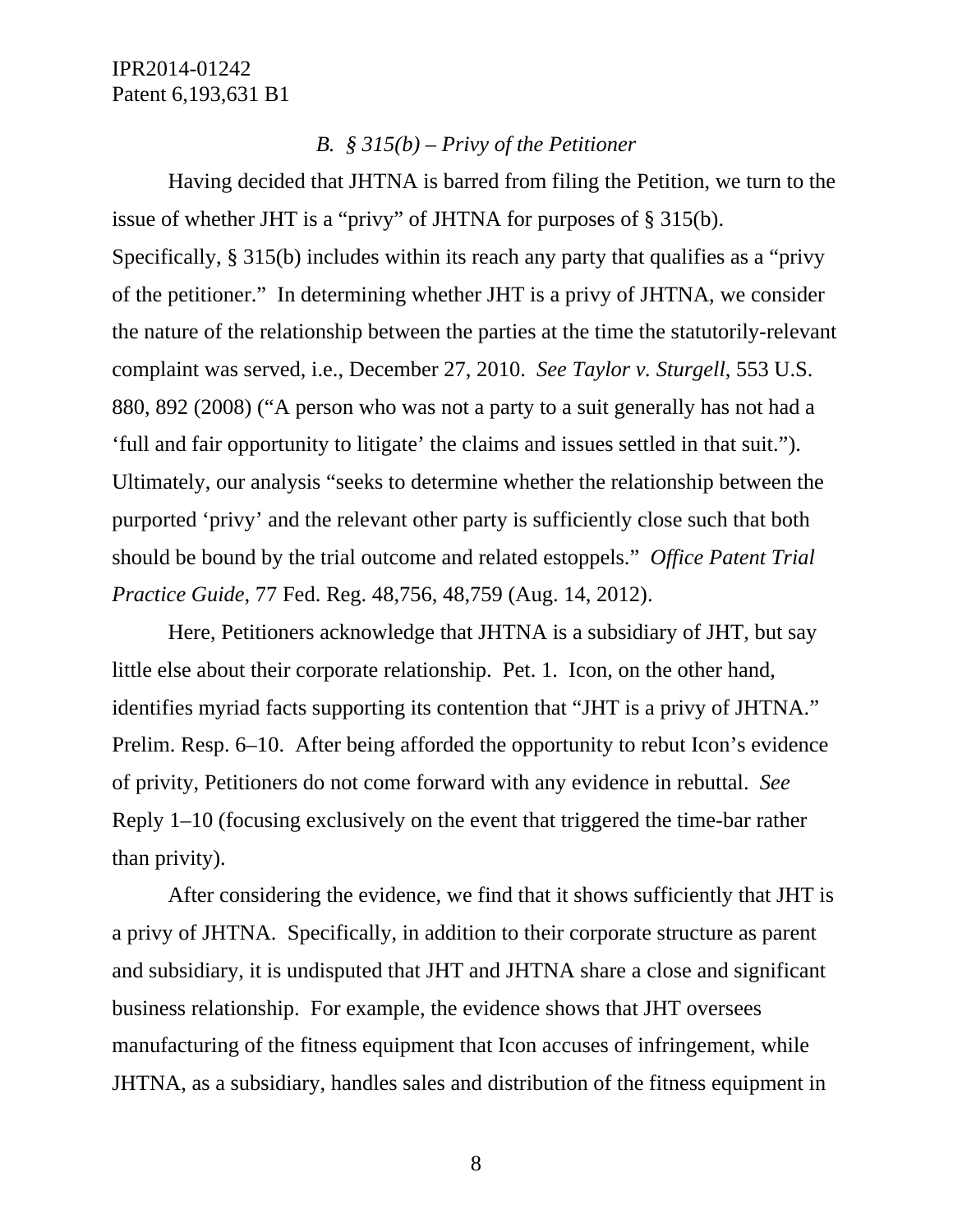### *B. § 315(b) – Privy of the Petitioner*

Having decided that JHTNA is barred from filing the Petition, we turn to the issue of whether JHT is a "privy" of JHTNA for purposes of § 315(b). Specifically, § 315(b) includes within its reach any party that qualifies as a "privy of the petitioner." In determining whether JHT is a privy of JHTNA, we consider the nature of the relationship between the parties at the time the statutorily-relevant complaint was served, i.e., December 27, 2010. *See Taylor v. Sturgell*, 553 U.S. 880, 892 (2008) ("A person who was not a party to a suit generally has not had a 'full and fair opportunity to litigate' the claims and issues settled in that suit."). Ultimately, our analysis "seeks to determine whether the relationship between the purported 'privy' and the relevant other party is sufficiently close such that both should be bound by the trial outcome and related estoppels." *Office Patent Trial Practice Guide*, 77 Fed. Reg. 48,756, 48,759 (Aug. 14, 2012).

Here, Petitioners acknowledge that JHTNA is a subsidiary of JHT, but say little else about their corporate relationship. Pet. 1. Icon, on the other hand, identifies myriad facts supporting its contention that "JHT is a privy of JHTNA." Prelim. Resp. 6–10. After being afforded the opportunity to rebut Icon's evidence of privity, Petitioners do not come forward with any evidence in rebuttal. *See* Reply 1–10 (focusing exclusively on the event that triggered the time-bar rather than privity).

After considering the evidence, we find that it shows sufficiently that JHT is a privy of JHTNA. Specifically, in addition to their corporate structure as parent and subsidiary, it is undisputed that JHT and JHTNA share a close and significant business relationship. For example, the evidence shows that JHT oversees manufacturing of the fitness equipment that Icon accuses of infringement, while JHTNA, as a subsidiary, handles sales and distribution of the fitness equipment in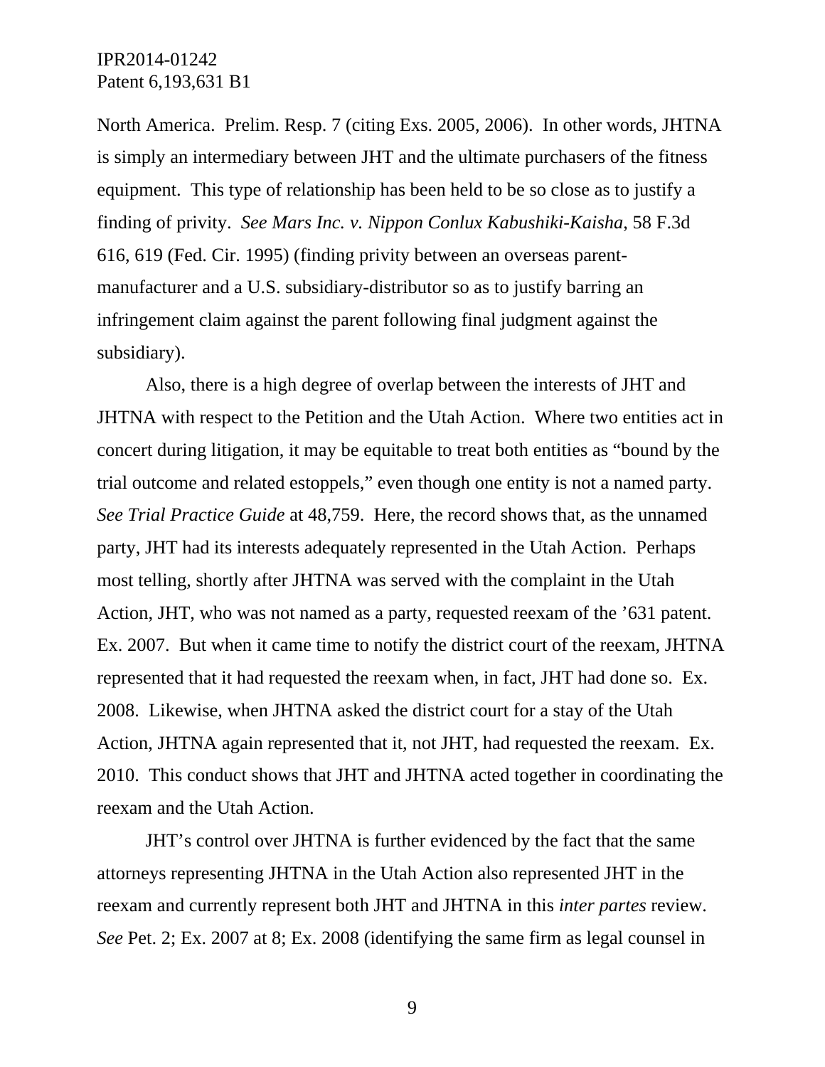North America. Prelim. Resp. 7 (citing Exs. 2005, 2006). In other words, JHTNA is simply an intermediary between JHT and the ultimate purchasers of the fitness equipment. This type of relationship has been held to be so close as to justify a finding of privity. *See Mars Inc. v. Nippon Conlux Kabushiki-Kaisha*, 58 F.3d 616, 619 (Fed. Cir. 1995) (finding privity between an overseas parent-manufacturer and a U.S. subsidiary-distributor so as to justify barring an infringement claim against the parent following final judgment against the subsidiary).

Also, there is a high degree of overlap between the interests of JHT and JHTNA with respect to the Petition and the Utah Action. Where two entities act in concert during litigation, it may be equitable to treat both entities as "bound by the trial outcome and related estoppels," even though one entity is not a named party. *See Trial Practice Guide* at 48,759. Here, the record shows that, as the unnamed party, JHT had its interests adequately represented in the Utah Action. Perhaps most telling, shortly after JHTNA was served with the complaint in the Utah Action, JHT, who was not named as a party, requested reexam of the '631 patent. Ex. 2007. But when it came time to notify the district court of the reexam, JHTNA represented that it had requested the reexam when, in fact, JHT had done so. Ex. 2008. Likewise, when JHTNA asked the district court for a stay of the Utah Action, JHTNA again represented that it, not JHT, had requested the reexam. Ex. 2010. This conduct shows that JHT and JHTNA acted together in coordinating the reexam and the Utah Action.

JHT's control over JHTNA is further evidenced by the fact that the same attorneys representing JHTNA in the Utah Action also represented JHT in the reexam and currently represent both JHT and JHTNA in this *inter partes* review. *See* Pet. 2; Ex. 2007 at 8; Ex. 2008 (identifying the same firm as legal counsel in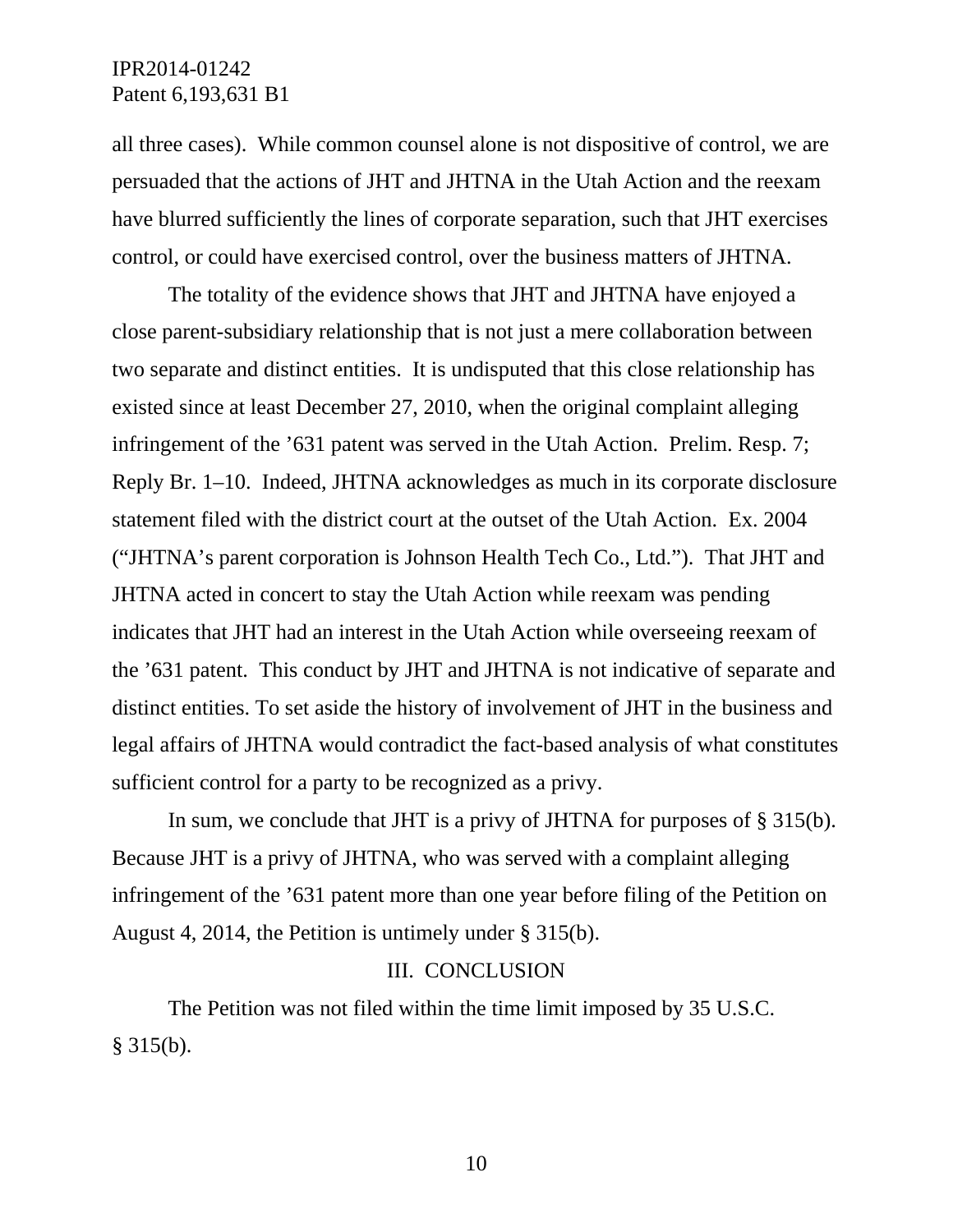all three cases). While common counsel alone is not dispositive of control, we are persuaded that the actions of JHT and JHTNA in the Utah Action and the reexam have blurred sufficiently the lines of corporate separation, such that JHT exercises control, or could have exercised control, over the business matters of JHTNA.

The totality of the evidence shows that JHT and JHTNA have enjoyed a close parent-subsidiary relationship that is not just a mere collaboration between two separate and distinct entities. It is undisputed that this close relationship has existed since at least December 27, 2010, when the original complaint alleging infringement of the '631 patent was served in the Utah Action. Prelim. Resp. 7; Reply Br. 1–10. Indeed, JHTNA acknowledges as much in its corporate disclosure statement filed with the district court at the outset of the Utah Action. Ex. 2004 ("JHTNA's parent corporation is Johnson Health Tech Co., Ltd."). That JHT and JHTNA acted in concert to stay the Utah Action while reexam was pending indicates that JHT had an interest in the Utah Action while overseeing reexam of the '631 patent. This conduct by JHT and JHTNA is not indicative of separate and distinct entities. To set aside the history of involvement of JHT in the business and legal affairs of JHTNA would contradict the fact-based analysis of what constitutes sufficient control for a party to be recognized as a privy.

In sum, we conclude that JHT is a privy of JHTNA for purposes of § 315(b). Because JHT is a privy of JHTNA, who was served with a complaint alleging infringement of the '631 patent more than one year before filing of the Petition on August 4, 2014, the Petition is untimely under § 315(b).

## III. CONCLUSION

The Petition was not filed within the time limit imposed by 35 U.S.C. § 315(b).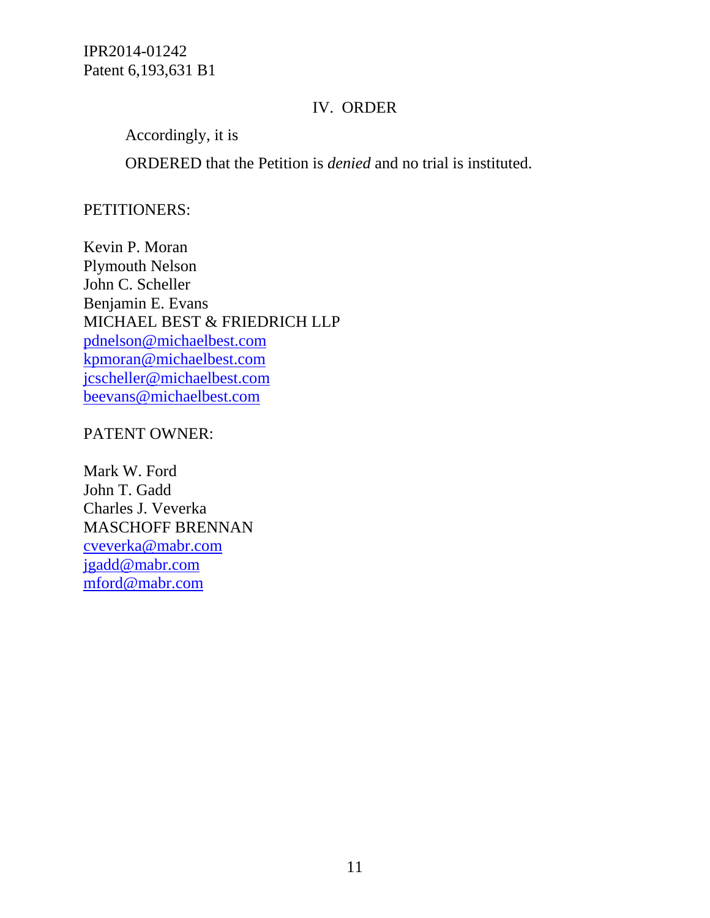## IV. ORDER

Accordingly, it is

ORDERED that the Petition is *denied* and no trial is instituted.

PETITIONERS:

Kevin P. Moran
Plymouth Nelson
John C. Scheller
Benjamin E. Evans
MICHAEL BEST & FRIEDRICH LLP
pdnelson@michaelbest.com
kpmoran@michaelbest.com
jcscheller@michaelbest.com
beevans@michaelbest.com

PATENT OWNER:

Mark W. Ford
John T. Gadd
Charles J. Veverka
MASCHOFF BRENNAN
cveverka@mabr.com
jgadd@mabr.com
mford@mabr.com